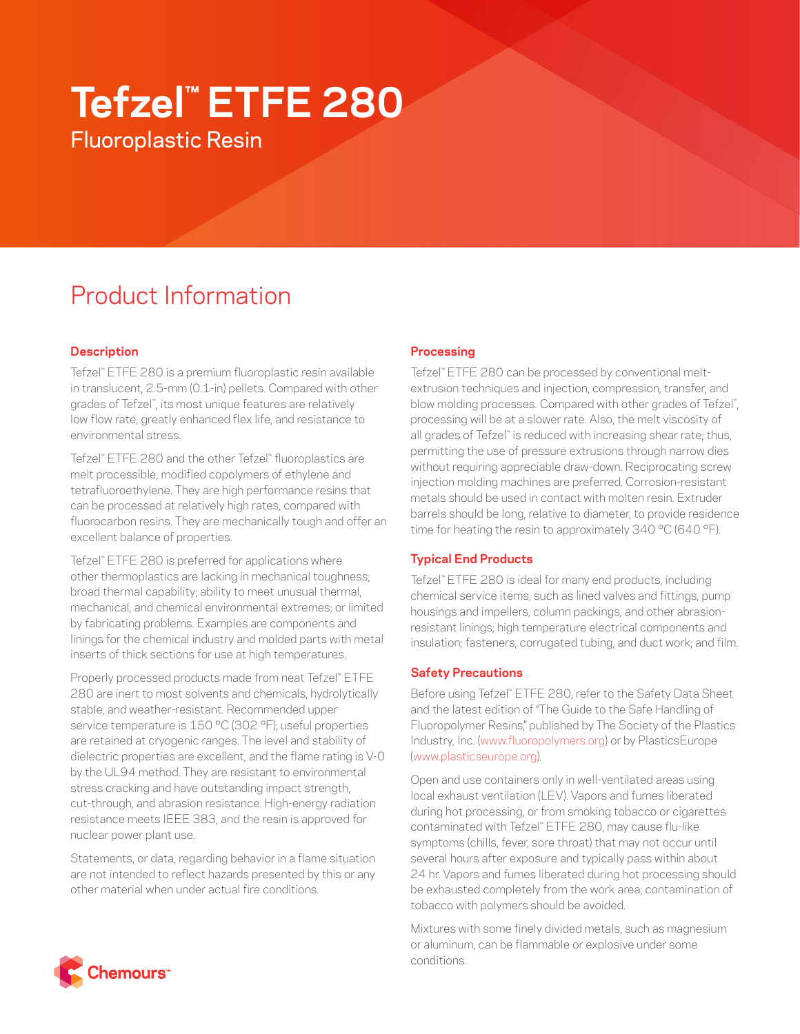# Tefzel™ ETFE 280

Fluoroplastic Resin

## Product Information

### Description

Tefzel™ ETFE 280 is a premium fluoroplastic resin available in translucent, 2.5-mm (0.1-in) pellets. Compared with other grades of Tefzel™, its most unique features are relatively low flow rate, greatly enhanced flex life, and resistance to environmental stress.

Tefzel™ ETFE 280 and the other Tefzel™ fluoroplastics are melt processible, modified copolymers of ethylene and tetrafluoroethylene. They are high performance resins that can be processed at relatively high rates, compared with fluorocarbon resins. They are mechanically tough and offer an excellent balance of properties.

Tefzel™ ETFE 280 is preferred for applications where other thermoplastics are lacking in mechanical toughness; broad thermal capability; ability to meet unusual thermal, mechanical, and chemical environmental extremes; or limited by fabricating problems. Examples are components and linings for the chemical industry and molded parts with metal inserts of thick sections for use at high temperatures.

Properly processed products made from neat Tefzel™ ETFE 280 are inert to most solvents and chemicals, hydrolytically stable, and weather-resistant. Recommended upper service temperature is 150 °C (302 °F); useful properties are retained at cryogenic ranges. The level and stability of dielectric properties are excellent, and the flame rating is V-0 by the UL94 method. They are resistant to environmental stress cracking and have outstanding impact strength, cut-through, and abrasion resistance. High-energy radiation resistance meets IEEE 383, and the resin is approved for nuclear power plant use.

Statements, or data, regarding behavior in a flame situation are not intended to reflect hazards presented by this or any other material when under actual fire conditions.

### Processing

Tefzel™ ETFE 280 can be processed by conventional melt-extrusion techniques and injection, compression, transfer, and blow molding processes. Compared with other grades of Tefzel™, processing will be at a slower rate. Also, the melt viscosity of all grades of Tefzel™ is reduced with increasing shear rate; thus, permitting the use of pressure extrusions through narrow dies without requiring appreciable draw-down. Reciprocating screw injection molding machines are preferred. Corrosion-resistant metals should be used in contact with molten resin. Extruder barrels should be long, relative to diameter, to provide residence time for heating the resin to approximately 340 °C (640 °F).

### Typical End Products

Tefzel™ ETFE 280 is ideal for many end products, including chemical service items, such as lined valves and fittings, pump housings and impellers, column packings, and other abrasion-resistant linings; high temperature electrical components and insulation; fasteners, corrugated tubing, and duct work; and film.

### Safety Precautions

Before using Tefzel™ ETFE 280, refer to the Safety Data Sheet and the latest edition of "The Guide to the Safe Handling of Fluoropolymer Resins," published by The Society of the Plastics Industry, Inc. (www.fluoropolymers.org) or by PlasticsEurope (www.plasticseurope.org).

Open and use containers only in well-ventilated areas using local exhaust ventilation (LEV). Vapors and fumes liberated during hot processing, or from smoking tobacco or cigarettes contaminated with Tefzel™ ETFE 280, may cause flu-like symptoms (chills, fever, sore throat) that may not occur until several hours after exposure and typically pass within about 24 hr. Vapors and fumes liberated during hot processing should be exhausted completely from the work area; contamination of tobacco with polymers should be avoided.

Mixtures with some finely divided metals, such as magnesium or aluminum, can be flammable or explosive under some conditions.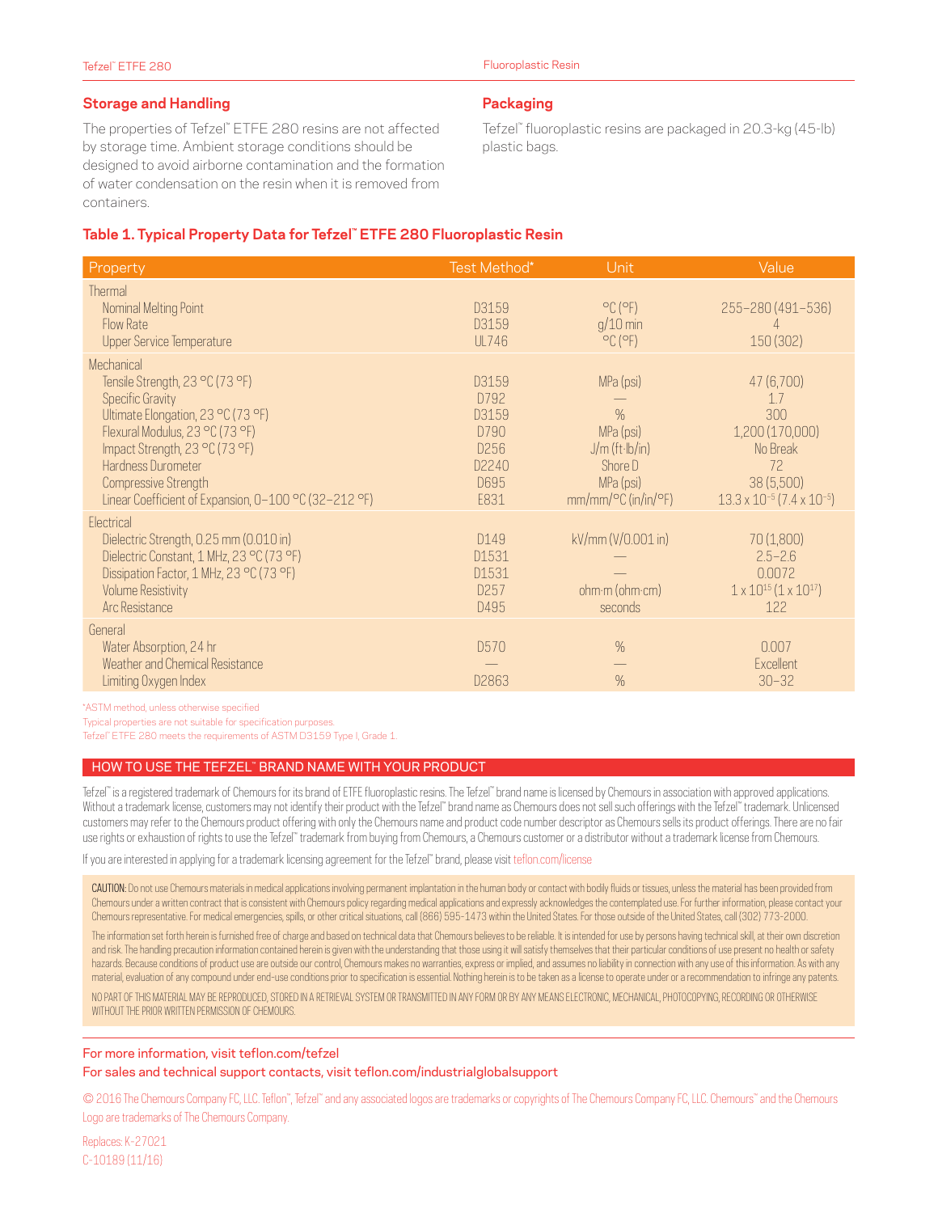## Storage and Handling

The properties of Tefzel™ ETFE 280 resins are not affected by storage time. Ambient storage conditions should be designed to avoid airborne contamination and the formation of water condensation on the resin when it is removed from containers.

## Packaging

Tefzel™ fluoroplastic resins are packaged in 20.3-kg (45-lb) plastic bags.

### Table 1. Typical Property Data for Tefzel™ ETFE 280 Fluoroplastic Resin

| Property | Test Method* | Unit | Value |
|---|---|---|---|
| **Thermal** | | | |
| Nominal Melting Point | D3159 | °C (°F) | 255–280 (491–536) |
| Flow Rate | D3159 | g/10 min | 4 |
| Upper Service Temperature | UL746 | °C (°F) | 150 (302) |
| **Mechanical** | | | |
| Tensile Strength, 23 °C (73 °F) | D3159 | MPa (psi) | 47 (6,700) |
| Specific Gravity | D792 | — | 1.7 |
| Ultimate Elongation, 23 °C (73 °F) | D3159 | % | 300 |
| Flexural Modulus, 23 °C (73 °F) | D790 | MPa (psi) | 1,200 (170,000) |
| Impact Strength, 23 °C (73 °F) | D256 | J/m (ft·lb/in) | No Break |
| Hardness Durometer | D2240 | Shore D | 72 |
| Compressive Strength | D695 | MPa (psi) | 38 (5,500) |
| Linear Coefficient of Expansion, 0–100 °C (32–212 °F) | E831 | mm/mm/°C (in/in/°F) | $13.3 \times 10^{-5}$ ($7.4 \times 10^{-5}$) |
| **Electrical** | | | |
| Dielectric Strength, 0.25 mm (0.010 in) | D149 | kV/mm (V/0.001 in) | 70 (1,800) |
| Dielectric Constant, 1 MHz, 23 °C (73 °F) | D1531 | — | 2.5–2.6 |
| Dissipation Factor, 1 MHz, 23 °C (73 °F) | D1531 | — | 0.0072 |
| Volume Resistivity | D257 | ohm·m (ohm·cm) | $1 \times 10^{15}$ ($1 \times 10^{17}$) |
| Arc Resistance | D495 | seconds | 122 |
| **General** | | | |
| Water Absorption, 24 hr | D570 | % | 0.007 |
| Weather and Chemical Resistance | — | — | Excellent |
| Limiting Oxygen Index | D2863 | % | 30–32 |

*ASTM method, unless otherwise specified

Typical properties are not suitable for specification purposes.

Tefzel™ ETFE 280 meets the requirements of ASTM D3159 Type I, Grade 1.

## HOW TO USE THE TEFZEL™ BRAND NAME WITH YOUR PRODUCT

Tefzel™ is a registered trademark of Chemours for its brand of ETFE fluoroplastic resins. The Tefzel™ brand name is licensed by Chemours in association with approved applications. Without a trademark license, customers may not identify their product with the Tefzel™ brand name as Chemours does not sell such offerings with the Tefzel™ trademark. Unlicensed customers may refer to the Chemours product offering with only the Chemours name and product code number descriptor as Chemours sells its product offerings. There are no fair use rights or exhaustion of rights to use the Tefzel™ trademark from buying from Chemours, a Chemours customer or a distributor without a trademark license from Chemours.

If you are interested in applying for a trademark licensing agreement for the Tefzel™ brand, please visit teflon.com/license

CAUTION: Do not use Chemours materials in medical applications involving permanent implantation in the human body or contact with bodily fluids or tissues, unless the material has been provided from Chemours under a written contract that is consistent with Chemours policy regarding medical applications and expressly acknowledges the contemplated use. For further information, please contact your Chemours representative. For medical emergencies, spills, or other critical situations, call (866) 595-1473 within the United States. For those outside of the United States, call (302) 773-2000.

The information set forth herein is furnished free of charge and based on technical data that Chemours believes to be reliable. It is intended for use by persons having technical skill, at their own discretion and risk. The handling precaution information contained herein is given with the understanding that those using it will satisfy themselves that their particular conditions of use present no health or safety hazards. Because conditions of product use are outside our control, Chemours makes no warranties, express or implied, and assumes no liability in connection with any use of this information. As with any material, evaluation of any compound under end-use conditions prior to specification is essential. Nothing herein is to be taken as a license to operate under or a recommendation to infringe any patents.

NO PART OF THIS MATERIAL MAY BE REPRODUCED, STORED IN A RETRIEVAL SYSTEM OR TRANSMITTED IN ANY FORM OR BY ANY MEANS ELECTRONIC, MECHANICAL, PHOTOCOPYING, RECORDING OR OTHERWISE WITHOUT THE PRIOR WRITTEN PERMISSION OF CHEMOURS.

For more information, visit teflon.com/tefzel

For sales and technical support contacts, visit teflon.com/industrialglobalsupport

© 2016 The Chemours Company FC, LLC. Teflon™, Tefzel™ and any associated logos are trademarks or copyrights of The Chemours Company FC, LLC. Chemours™ and the Chemours Logo are trademarks of The Chemours Company.

Replaces: K-27021

C-10189 (11/16)